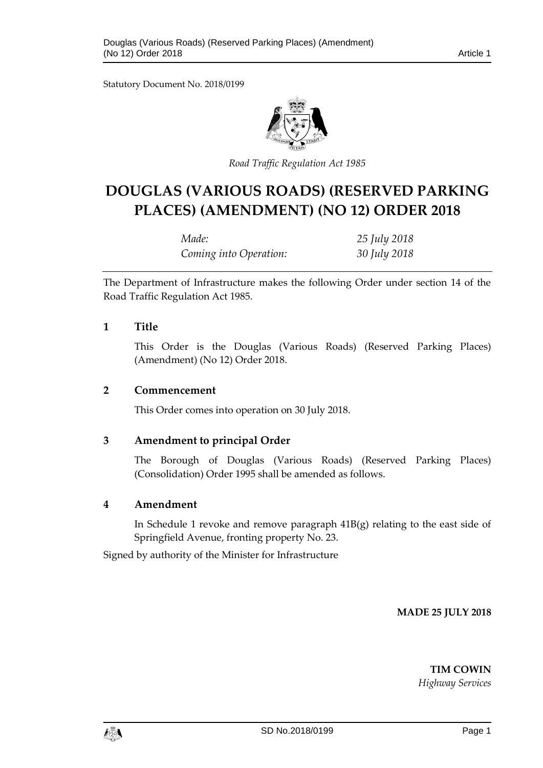Statutory Document No. 2018/0199

*Road Traffic Regulation Act 1985*

# DOUGLAS (VARIOUS ROADS) (RESERVED PARKING PLACES) (AMENDMENT) (NO 12) ORDER 2018

| | |
|---|---|
| *Made:* | *25 July 2018* |
| *Coming into Operation:* | *30 July 2018* |

The Department of Infrastructure makes the following Order under section 14 of the Road Traffic Regulation Act 1985.

## 1 Title

This Order is the Douglas (Various Roads) (Reserved Parking Places) (Amendment) (No 12) Order 2018.

## 2 Commencement

This Order comes into operation on 30 July 2018.

## 3 Amendment to principal Order

The Borough of Douglas (Various Roads) (Reserved Parking Places) (Consolidation) Order 1995 shall be amended as follows.

## 4 Amendment

In Schedule 1 revoke and remove paragraph 41B(g) relating to the east side of Springfield Avenue, fronting property No. 23.

Signed by authority of the Minister for Infrastructure

**MADE 25 JULY 2018**

**TIM COWIN**
*Highway Services*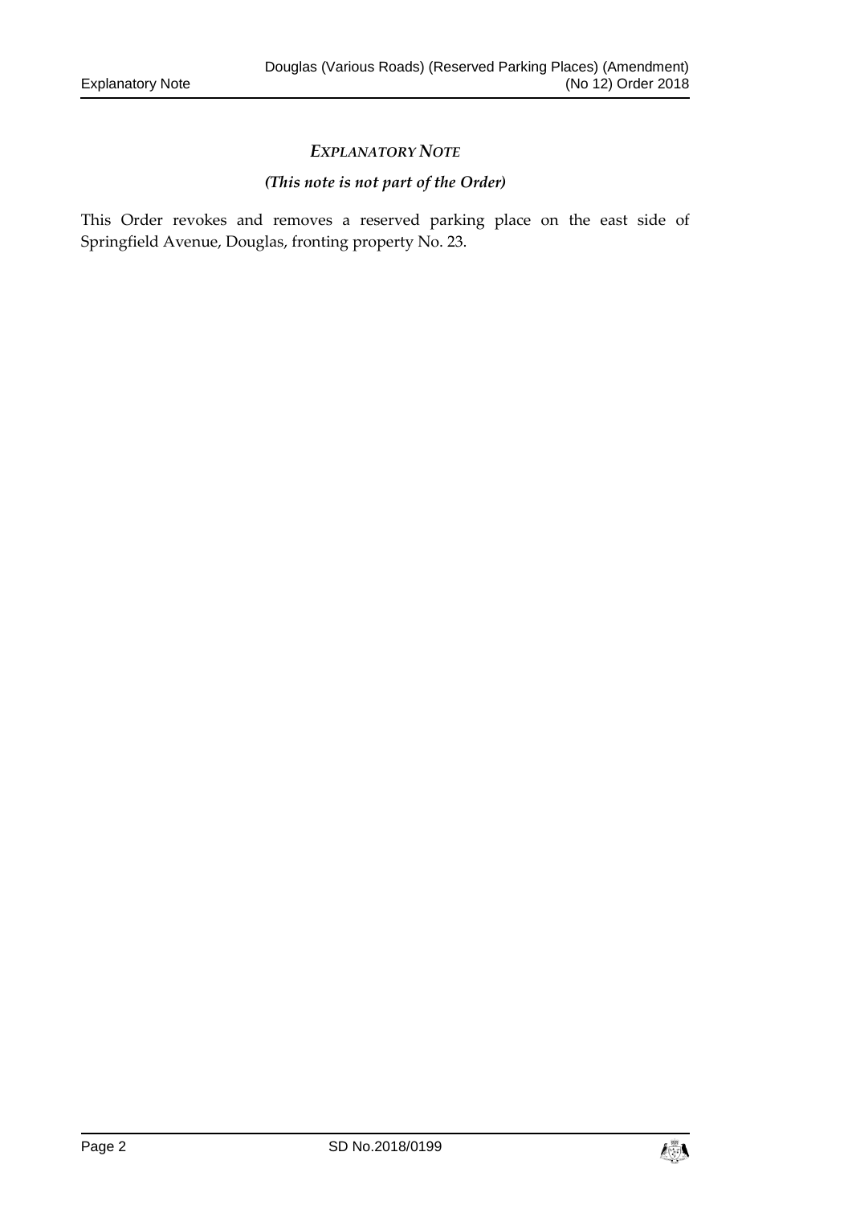## *EXPLANATORY NOTE*

***(This note is not part of the Order)***

This Order revokes and removes a reserved parking place on the east side of Springfield Avenue, Douglas, fronting property No. 23.